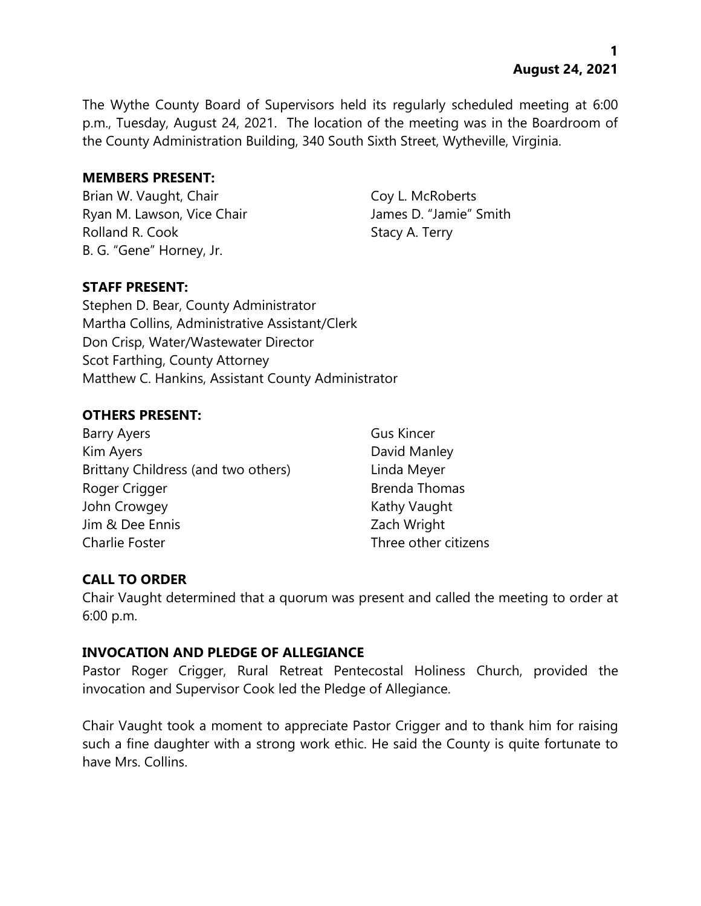**August 24, 2021**

The Wythe County Board of Supervisors held its regularly scheduled meeting at 6:00 p.m., Tuesday, August 24, 2021. The location of the meeting was in the Boardroom of the County Administration Building, 340 South Sixth Street, Wytheville, Virginia.

**MEMBERS PRESENT:**

Brian W. Vaught, Chair
Ryan M. Lawson, Vice Chair
Rolland R. Cook
B. G. "Gene" Horney, Jr.
Coy L. McRoberts
James D. "Jamie" Smith
Stacy A. Terry

**STAFF PRESENT:**

Stephen D. Bear, County Administrator
Martha Collins, Administrative Assistant/Clerk
Don Crisp, Water/Wastewater Director
Scot Farthing, County Attorney
Matthew C. Hankins, Assistant County Administrator

**OTHERS PRESENT:**

Barry Ayers
Kim Ayers
Brittany Childress (and two others)
Roger Crigger
John Crowgey
Jim & Dee Ennis
Charlie Foster
Gus Kincer
David Manley
Linda Meyer
Brenda Thomas
Kathy Vaught
Zach Wright
Three other citizens

**CALL TO ORDER**

Chair Vaught determined that a quorum was present and called the meeting to order at 6:00 p.m.

**INVOCATION AND PLEDGE OF ALLEGIANCE**

Pastor Roger Crigger, Rural Retreat Pentecostal Holiness Church, provided the invocation and Supervisor Cook led the Pledge of Allegiance.

Chair Vaught took a moment to appreciate Pastor Crigger and to thank him for raising such a fine daughter with a strong work ethic. He said the County is quite fortunate to have Mrs. Collins.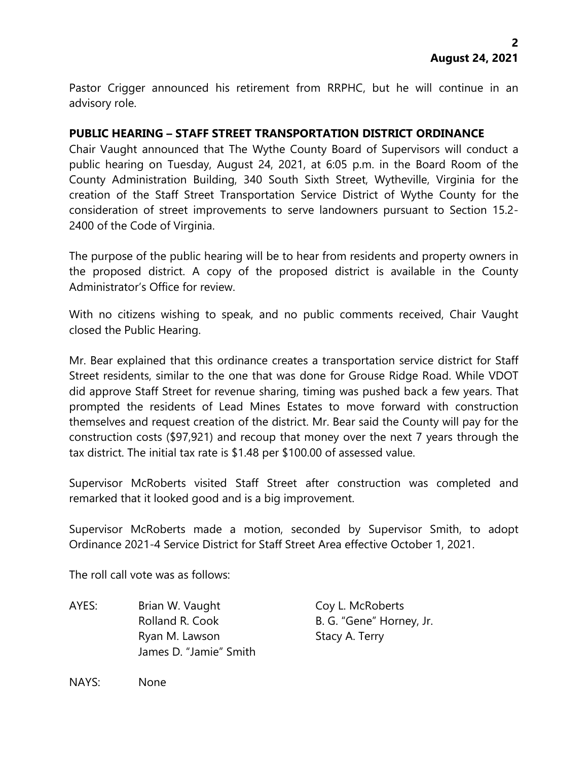Pastor Crigger announced his retirement from RRPHC, but he will continue in an advisory role.

**PUBLIC HEARING – STAFF STREET TRANSPORTATION DISTRICT ORDINANCE**

Chair Vaught announced that The Wythe County Board of Supervisors will conduct a public hearing on Tuesday, August 24, 2021, at 6:05 p.m. in the Board Room of the County Administration Building, 340 South Sixth Street, Wytheville, Virginia for the creation of the Staff Street Transportation Service District of Wythe County for the consideration of street improvements to serve landowners pursuant to Section 15.2-2400 of the Code of Virginia.

The purpose of the public hearing will be to hear from residents and property owners in the proposed district. A copy of the proposed district is available in the County Administrator's Office for review.

With no citizens wishing to speak, and no public comments received, Chair Vaught closed the Public Hearing.

Mr. Bear explained that this ordinance creates a transportation service district for Staff Street residents, similar to the one that was done for Grouse Ridge Road. While VDOT did approve Staff Street for revenue sharing, timing was pushed back a few years. That prompted the residents of Lead Mines Estates to move forward with construction themselves and request creation of the district. Mr. Bear said the County will pay for the construction costs ($97,921) and recoup that money over the next 7 years through the tax district. The initial tax rate is $1.48 per $100.00 of assessed value.

Supervisor McRoberts visited Staff Street after construction was completed and remarked that it looked good and is a big improvement.

Supervisor McRoberts made a motion, seconded by Supervisor Smith, to adopt Ordinance 2021-4 Service District for Staff Street Area effective October 1, 2021.

The roll call vote was as follows:

AYES: Brian W. Vaught, Coy L. McRoberts, Rolland R. Cook, B. G. "Gene" Horney, Jr., Ryan M. Lawson, Stacy A. Terry, James D. "Jamie" Smith

NAYS: None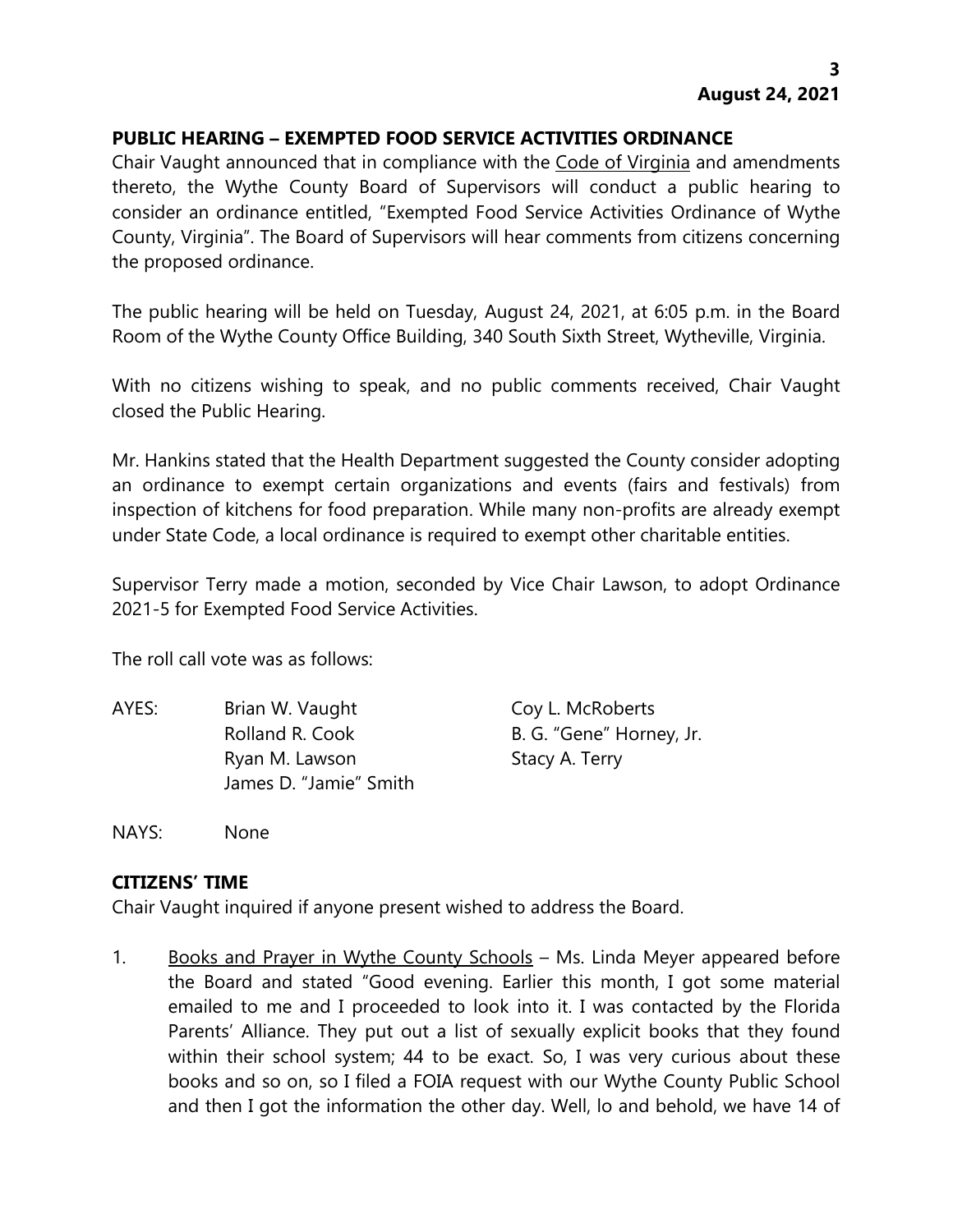## PUBLIC HEARING – EXEMPTED FOOD SERVICE ACTIVITIES ORDINANCE

Chair Vaught announced that in compliance with the Code of Virginia and amendments thereto, the Wythe County Board of Supervisors will conduct a public hearing to consider an ordinance entitled, "Exempted Food Service Activities Ordinance of Wythe County, Virginia". The Board of Supervisors will hear comments from citizens concerning the proposed ordinance.

The public hearing will be held on Tuesday, August 24, 2021, at 6:05 p.m. in the Board Room of the Wythe County Office Building, 340 South Sixth Street, Wytheville, Virginia.

With no citizens wishing to speak, and no public comments received, Chair Vaught closed the Public Hearing.

Mr. Hankins stated that the Health Department suggested the County consider adopting an ordinance to exempt certain organizations and events (fairs and festivals) from inspection of kitchens for food preparation. While many non-profits are already exempt under State Code, a local ordinance is required to exempt other charitable entities.

Supervisor Terry made a motion, seconded by Vice Chair Lawson, to adopt Ordinance 2021-5 for Exempted Food Service Activities.

The roll call vote was as follows:

AYES: Brian W. Vaught, Rolland R. Cook, Ryan M. Lawson, James D. "Jamie" Smith, Coy L. McRoberts, B. G. "Gene" Horney, Jr., Stacy A. Terry

NAYS: None

## CITIZENS' TIME

Chair Vaught inquired if anyone present wished to address the Board.

1. Books and Prayer in Wythe County Schools – Ms. Linda Meyer appeared before the Board and stated "Good evening. Earlier this month, I got some material emailed to me and I proceeded to look into it. I was contacted by the Florida Parents' Alliance. They put out a list of sexually explicit books that they found within their school system; 44 to be exact. So, I was very curious about these books and so on, so I filed a FOIA request with our Wythe County Public School and then I got the information the other day. Well, lo and behold, we have 14 of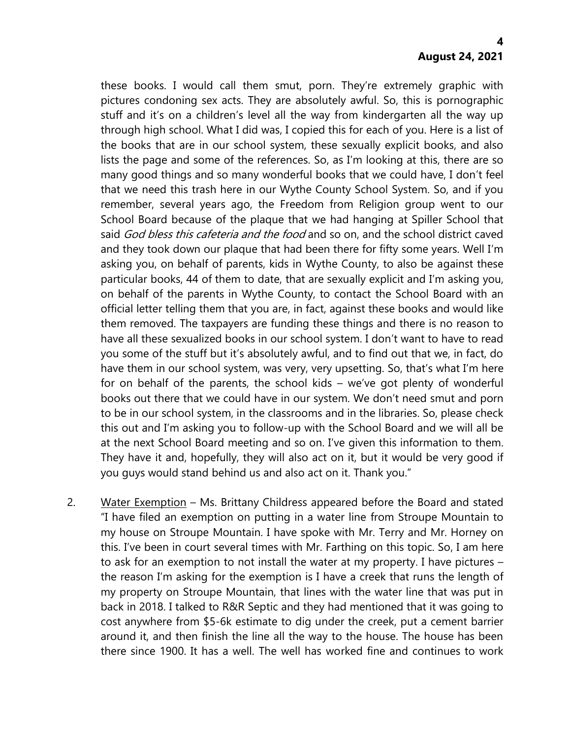these books. I would call them smut, porn. They're extremely graphic with pictures condoning sex acts. They are absolutely awful. So, this is pornographic stuff and it's on a children's level all the way from kindergarten all the way up through high school. What I did was, I copied this for each of you. Here is a list of the books that are in our school system, these sexually explicit books, and also lists the page and some of the references. So, as I'm looking at this, there are so many good things and so many wonderful books that we could have, I don't feel that we need this trash here in our Wythe County School System. So, and if you remember, several years ago, the Freedom from Religion group went to our School Board because of the plaque that we had hanging at Spiller School that said *God bless this cafeteria and the food* and so on, and the school district caved and they took down our plaque that had been there for fifty some years. Well I'm asking you, on behalf of parents, kids in Wythe County, to also be against these particular books, 44 of them to date, that are sexually explicit and I'm asking you, on behalf of the parents in Wythe County, to contact the School Board with an official letter telling them that you are, in fact, against these books and would like them removed. The taxpayers are funding these things and there is no reason to have all these sexualized books in our school system. I don't want to have to read you some of the stuff but it's absolutely awful, and to find out that we, in fact, do have them in our school system, was very, very upsetting. So, that's what I'm here for on behalf of the parents, the school kids – we've got plenty of wonderful books out there that we could have in our system. We don't need smut and porn to be in our school system, in the classrooms and in the libraries. So, please check this out and I'm asking you to follow-up with the School Board and we will all be at the next School Board meeting and so on. I've given this information to them. They have it and, hopefully, they will also act on it, but it would be very good if you guys would stand behind us and also act on it. Thank you."

2. Water Exemption – Ms. Brittany Childress appeared before the Board and stated "I have filed an exemption on putting in a water line from Stroupe Mountain to my house on Stroupe Mountain. I have spoke with Mr. Terry and Mr. Horney on this. I've been in court several times with Mr. Farthing on this topic. So, I am here to ask for an exemption to not install the water at my property. I have pictures – the reason I'm asking for the exemption is I have a creek that runs the length of my property on Stroupe Mountain, that lines with the water line that was put in back in 2018. I talked to R&R Septic and they had mentioned that it was going to cost anywhere from $5-6k estimate to dig under the creek, put a cement barrier around it, and then finish the line all the way to the house. The house has been there since 1900. It has a well. The well has worked fine and continues to work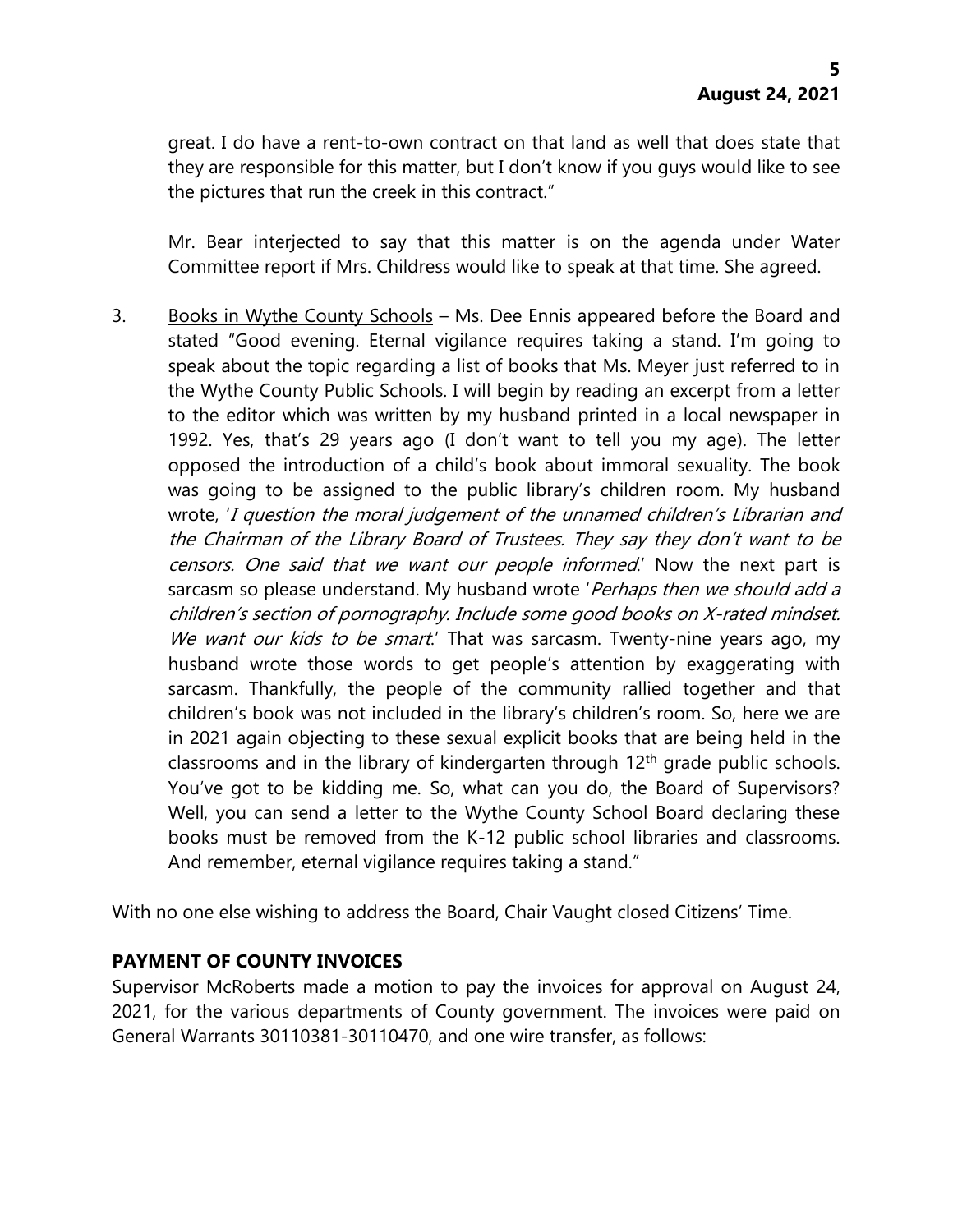great. I do have a rent-to-own contract on that land as well that does state that they are responsible for this matter, but I don't know if you guys would like to see the pictures that run the creek in this contract."

Mr. Bear interjected to say that this matter is on the agenda under Water Committee report if Mrs. Childress would like to speak at that time. She agreed.

3. Books in Wythe County Schools – Ms. Dee Ennis appeared before the Board and stated "Good evening. Eternal vigilance requires taking a stand. I'm going to speak about the topic regarding a list of books that Ms. Meyer just referred to in the Wythe County Public Schools. I will begin by reading an excerpt from a letter to the editor which was written by my husband printed in a local newspaper in 1992. Yes, that's 29 years ago (I don't want to tell you my age). The letter opposed the introduction of a child's book about immoral sexuality. The book was going to be assigned to the public library's children room. My husband wrote, '*I question the moral judgement of the unnamed children's Librarian and the Chairman of the Library Board of Trustees. They say they don't want to be censors. One said that we want our people informed*.' Now the next part is sarcasm so please understand. My husband wrote '*Perhaps then we should add a children's section of pornography. Include some good books on X-rated mindset. We want our kids to be smart*.' That was sarcasm. Twenty-nine years ago, my husband wrote those words to get people's attention by exaggerating with sarcasm. Thankfully, the people of the community rallied together and that children's book was not included in the library's children's room. So, here we are in 2021 again objecting to these sexual explicit books that are being held in the classrooms and in the library of kindergarten through 12th grade public schools. You've got to be kidding me. So, what can you do, the Board of Supervisors? Well, you can send a letter to the Wythe County School Board declaring these books must be removed from the K-12 public school libraries and classrooms. And remember, eternal vigilance requires taking a stand."

With no one else wishing to address the Board, Chair Vaught closed Citizens' Time.

**PAYMENT OF COUNTY INVOICES**

Supervisor McRoberts made a motion to pay the invoices for approval on August 24, 2021, for the various departments of County government. The invoices were paid on General Warrants 30110381-30110470, and one wire transfer, as follows: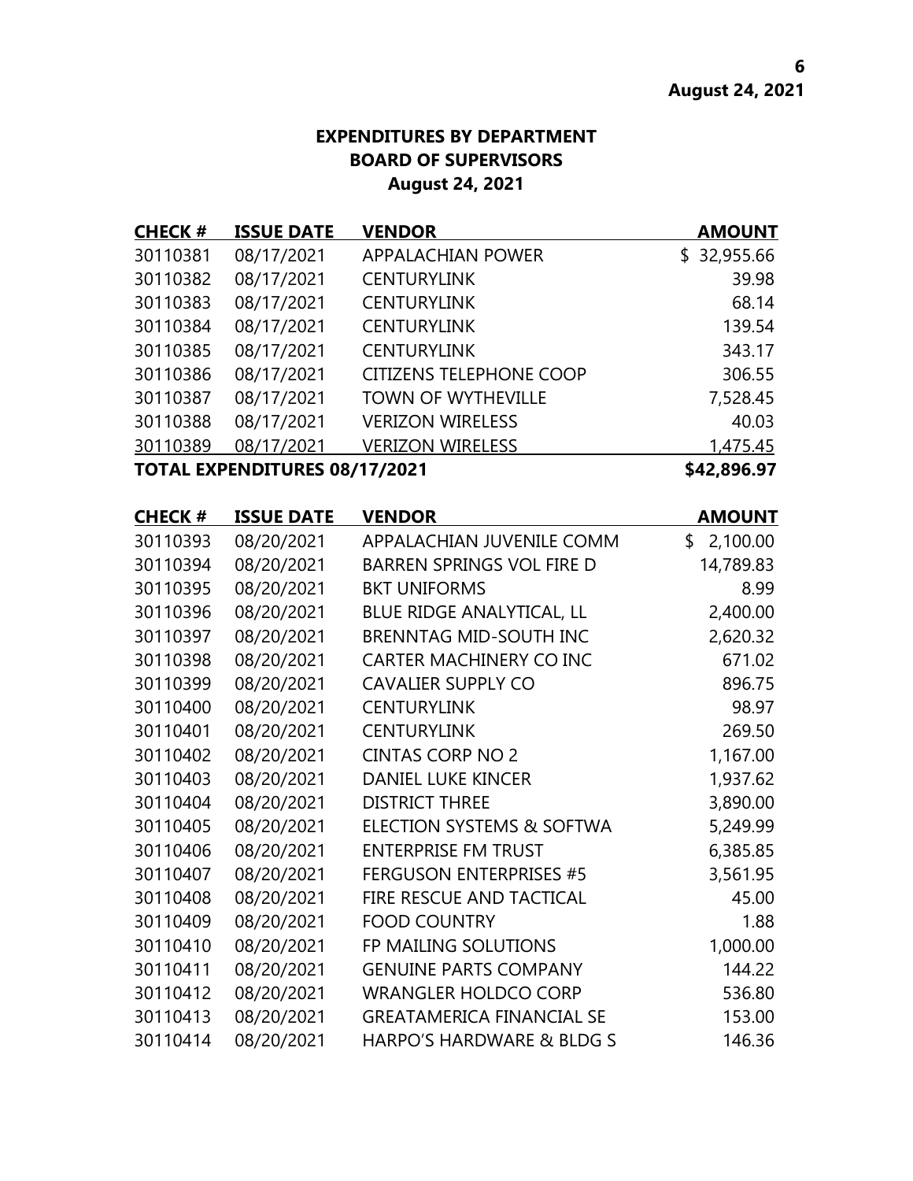**EXPENDITURES BY DEPARTMENT**
**BOARD OF SUPERVISORS**
**August 24, 2021**

| CHECK # | ISSUE DATE | VENDOR | AMOUNT |
|---|---|---|---|
| 30110381 | 08/17/2021 | APPALACHIAN POWER | $ 32,955.66 |
| 30110382 | 08/17/2021 | CENTURYLINK | 39.98 |
| 30110383 | 08/17/2021 | CENTURYLINK | 68.14 |
| 30110384 | 08/17/2021 | CENTURYLINK | 139.54 |
| 30110385 | 08/17/2021 | CENTURYLINK | 343.17 |
| 30110386 | 08/17/2021 | CITIZENS TELEPHONE COOP | 306.55 |
| 30110387 | 08/17/2021 | TOWN OF WYTHEVILLE | 7,528.45 |
| 30110388 | 08/17/2021 | VERIZON WIRELESS | 40.03 |
| 30110389 | 08/17/2021 | VERIZON WIRELESS | 1,475.45 |
| **TOTAL EXPENDITURES 08/17/2021** | | | **$42,896.97** |

| CHECK # | ISSUE DATE | VENDOR | AMOUNT |
|---|---|---|---|
| 30110393 | 08/20/2021 | APPALACHIAN JUVENILE COMM | $ 2,100.00 |
| 30110394 | 08/20/2021 | BARREN SPRINGS VOL FIRE D | 14,789.83 |
| 30110395 | 08/20/2021 | BKT UNIFORMS | 8.99 |
| 30110396 | 08/20/2021 | BLUE RIDGE ANALYTICAL, LL | 2,400.00 |
| 30110397 | 08/20/2021 | BRENNTAG MID-SOUTH INC | 2,620.32 |
| 30110398 | 08/20/2021 | CARTER MACHINERY CO INC | 671.02 |
| 30110399 | 08/20/2021 | CAVALIER SUPPLY CO | 896.75 |
| 30110400 | 08/20/2021 | CENTURYLINK | 98.97 |
| 30110401 | 08/20/2021 | CENTURYLINK | 269.50 |
| 30110402 | 08/20/2021 | CINTAS CORP NO 2 | 1,167.00 |
| 30110403 | 08/20/2021 | DANIEL LUKE KINCER | 1,937.62 |
| 30110404 | 08/20/2021 | DISTRICT THREE | 3,890.00 |
| 30110405 | 08/20/2021 | ELECTION SYSTEMS & SOFTWA | 5,249.99 |
| 30110406 | 08/20/2021 | ENTERPRISE FM TRUST | 6,385.85 |
| 30110407 | 08/20/2021 | FERGUSON ENTERPRISES #5 | 3,561.95 |
| 30110408 | 08/20/2021 | FIRE RESCUE AND TACTICAL | 45.00 |
| 30110409 | 08/20/2021 | FOOD COUNTRY | 1.88 |
| 30110410 | 08/20/2021 | FP MAILING SOLUTIONS | 1,000.00 |
| 30110411 | 08/20/2021 | GENUINE PARTS COMPANY | 144.22 |
| 30110412 | 08/20/2021 | WRANGLER HOLDCO CORP | 536.80 |
| 30110413 | 08/20/2021 | GREATAMERICA FINANCIAL SE | 153.00 |
| 30110414 | 08/20/2021 | HARPO'S HARDWARE & BLDG S | 146.36 |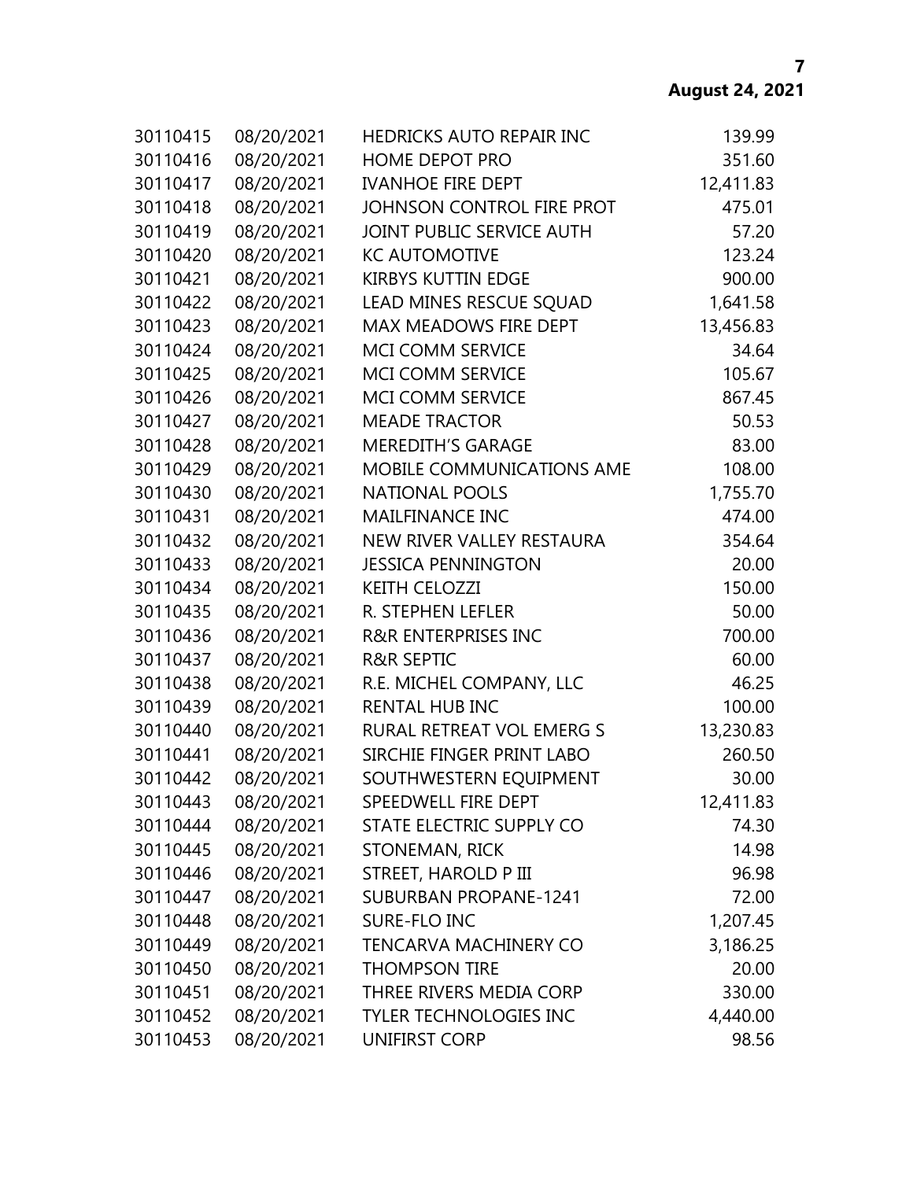| | | | |
|---|---|---|---|
| 30110415 | 08/20/2021 | HEDRICKS AUTO REPAIR INC | 139.99 |
| 30110416 | 08/20/2021 | HOME DEPOT PRO | 351.60 |
| 30110417 | 08/20/2021 | IVANHOE FIRE DEPT | 12,411.83 |
| 30110418 | 08/20/2021 | JOHNSON CONTROL FIRE PROT | 475.01 |
| 30110419 | 08/20/2021 | JOINT PUBLIC SERVICE AUTH | 57.20 |
| 30110420 | 08/20/2021 | KC AUTOMOTIVE | 123.24 |
| 30110421 | 08/20/2021 | KIRBYS KUTTIN EDGE | 900.00 |
| 30110422 | 08/20/2021 | LEAD MINES RESCUE SQUAD | 1,641.58 |
| 30110423 | 08/20/2021 | MAX MEADOWS FIRE DEPT | 13,456.83 |
| 30110424 | 08/20/2021 | MCI COMM SERVICE | 34.64 |
| 30110425 | 08/20/2021 | MCI COMM SERVICE | 105.67 |
| 30110426 | 08/20/2021 | MCI COMM SERVICE | 867.45 |
| 30110427 | 08/20/2021 | MEADE TRACTOR | 50.53 |
| 30110428 | 08/20/2021 | MEREDITH'S GARAGE | 83.00 |
| 30110429 | 08/20/2021 | MOBILE COMMUNICATIONS AME | 108.00 |
| 30110430 | 08/20/2021 | NATIONAL POOLS | 1,755.70 |
| 30110431 | 08/20/2021 | MAILFINANCE INC | 474.00 |
| 30110432 | 08/20/2021 | NEW RIVER VALLEY RESTAURA | 354.64 |
| 30110433 | 08/20/2021 | JESSICA PENNINGTON | 20.00 |
| 30110434 | 08/20/2021 | KEITH CELOZZI | 150.00 |
| 30110435 | 08/20/2021 | R. STEPHEN LEFLER | 50.00 |
| 30110436 | 08/20/2021 | R&R ENTERPRISES INC | 700.00 |
| 30110437 | 08/20/2021 | R&R SEPTIC | 60.00 |
| 30110438 | 08/20/2021 | R.E. MICHEL COMPANY, LLC | 46.25 |
| 30110439 | 08/20/2021 | RENTAL HUB INC | 100.00 |
| 30110440 | 08/20/2021 | RURAL RETREAT VOL EMERG S | 13,230.83 |
| 30110441 | 08/20/2021 | SIRCHIE FINGER PRINT LABO | 260.50 |
| 30110442 | 08/20/2021 | SOUTHWESTERN EQUIPMENT | 30.00 |
| 30110443 | 08/20/2021 | SPEEDWELL FIRE DEPT | 12,411.83 |
| 30110444 | 08/20/2021 | STATE ELECTRIC SUPPLY CO | 74.30 |
| 30110445 | 08/20/2021 | STONEMAN, RICK | 14.98 |
| 30110446 | 08/20/2021 | STREET, HAROLD P III | 96.98 |
| 30110447 | 08/20/2021 | SUBURBAN PROPANE-1241 | 72.00 |
| 30110448 | 08/20/2021 | SURE-FLO INC | 1,207.45 |
| 30110449 | 08/20/2021 | TENCARVA MACHINERY CO | 3,186.25 |
| 30110450 | 08/20/2021 | THOMPSON TIRE | 20.00 |
| 30110451 | 08/20/2021 | THREE RIVERS MEDIA CORP | 330.00 |
| 30110452 | 08/20/2021 | TYLER TECHNOLOGIES INC | 4,440.00 |
| 30110453 | 08/20/2021 | UNIFIRST CORP | 98.56 |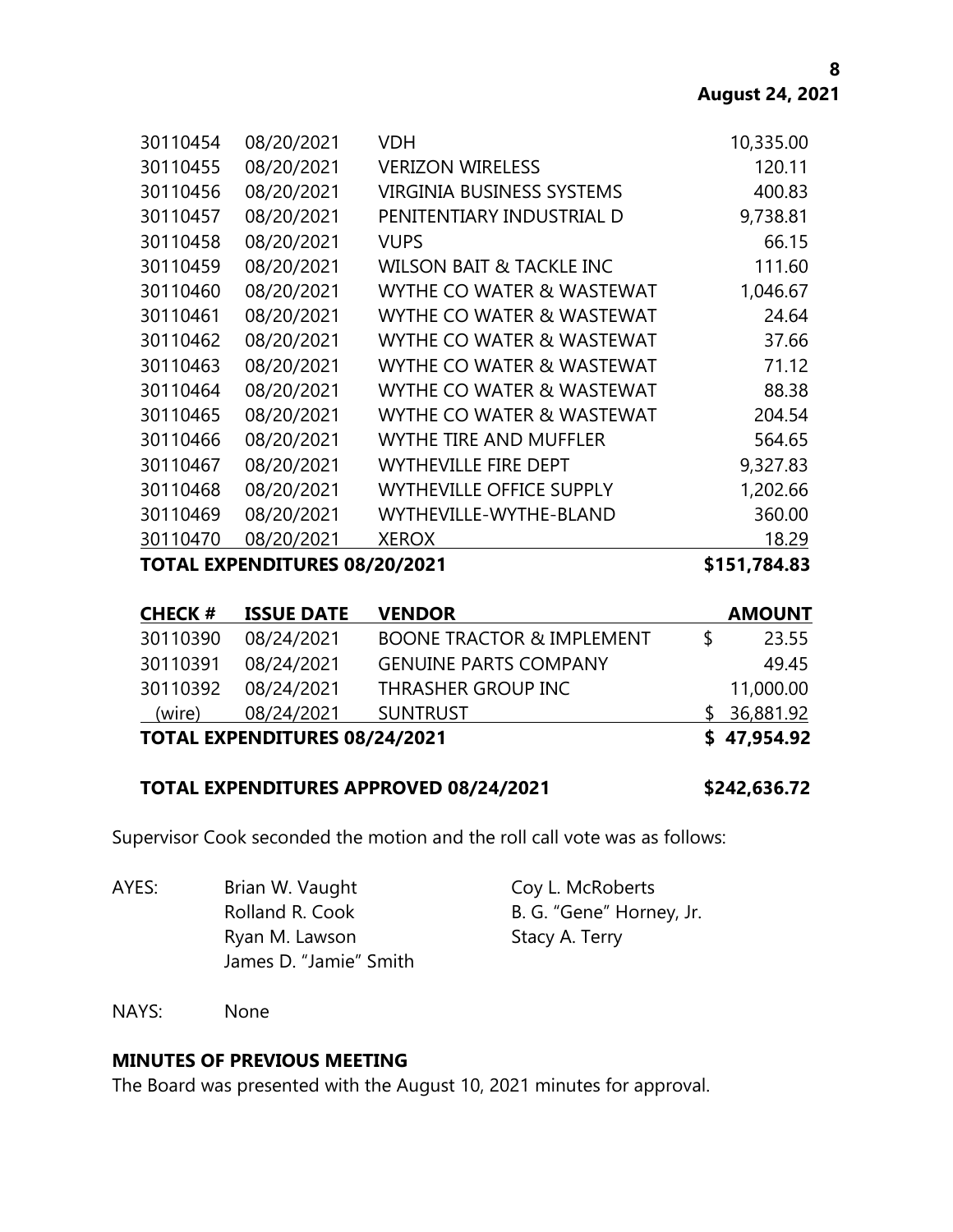| | | | |
|---|---|---|---|
| 30110454 | 08/20/2021 | VDH | 10,335.00 |
| 30110455 | 08/20/2021 | VERIZON WIRELESS | 120.11 |
| 30110456 | 08/20/2021 | VIRGINIA BUSINESS SYSTEMS | 400.83 |
| 30110457 | 08/20/2021 | PENITENTIARY INDUSTRIAL D | 9,738.81 |
| 30110458 | 08/20/2021 | VUPS | 66.15 |
| 30110459 | 08/20/2021 | WILSON BAIT & TACKLE INC | 111.60 |
| 30110460 | 08/20/2021 | WYTHE CO WATER & WASTEWAT | 1,046.67 |
| 30110461 | 08/20/2021 | WYTHE CO WATER & WASTEWAT | 24.64 |
| 30110462 | 08/20/2021 | WYTHE CO WATER & WASTEWAT | 37.66 |
| 30110463 | 08/20/2021 | WYTHE CO WATER & WASTEWAT | 71.12 |
| 30110464 | 08/20/2021 | WYTHE CO WATER & WASTEWAT | 88.38 |
| 30110465 | 08/20/2021 | WYTHE CO WATER & WASTEWAT | 204.54 |
| 30110466 | 08/20/2021 | WYTHE TIRE AND MUFFLER | 564.65 |
| 30110467 | 08/20/2021 | WYTHEVILLE FIRE DEPT | 9,327.83 |
| 30110468 | 08/20/2021 | WYTHEVILLE OFFICE SUPPLY | 1,202.66 |
| 30110469 | 08/20/2021 | WYTHEVILLE-WYTHE-BLAND | 360.00 |
| 30110470 | 08/20/2021 | XEROX | 18.29 |
| **TOTAL EXPENDITURES 08/20/2021** | | | **$151,784.83** |

| **CHECK #** | **ISSUE DATE** | **VENDOR** | **AMOUNT** |
|---|---|---|---|
| 30110390 | 08/24/2021 | BOONE TRACTOR & IMPLEMENT | $ 23.55 |
| 30110391 | 08/24/2021 | GENUINE PARTS COMPANY | 49.45 |
| 30110392 | 08/24/2021 | THRASHER GROUP INC | 11,000.00 |
| (wire) | 08/24/2021 | SUNTRUST | $ 36,881.92 |
| **TOTAL EXPENDITURES 08/24/2021** | | | **$ 47,954.92** |

**TOTAL EXPENDITURES APPROVED 08/24/2021** **$242,636.72**

Supervisor Cook seconded the motion and the roll call vote was as follows:

AYES: Brian W. Vaught, Coy L. McRoberts, Rolland R. Cook, B. G. "Gene" Horney, Jr., Ryan M. Lawson, Stacy A. Terry, James D. "Jamie" Smith

NAYS: None

**MINUTES OF PREVIOUS MEETING**

The Board was presented with the August 10, 2021 minutes for approval.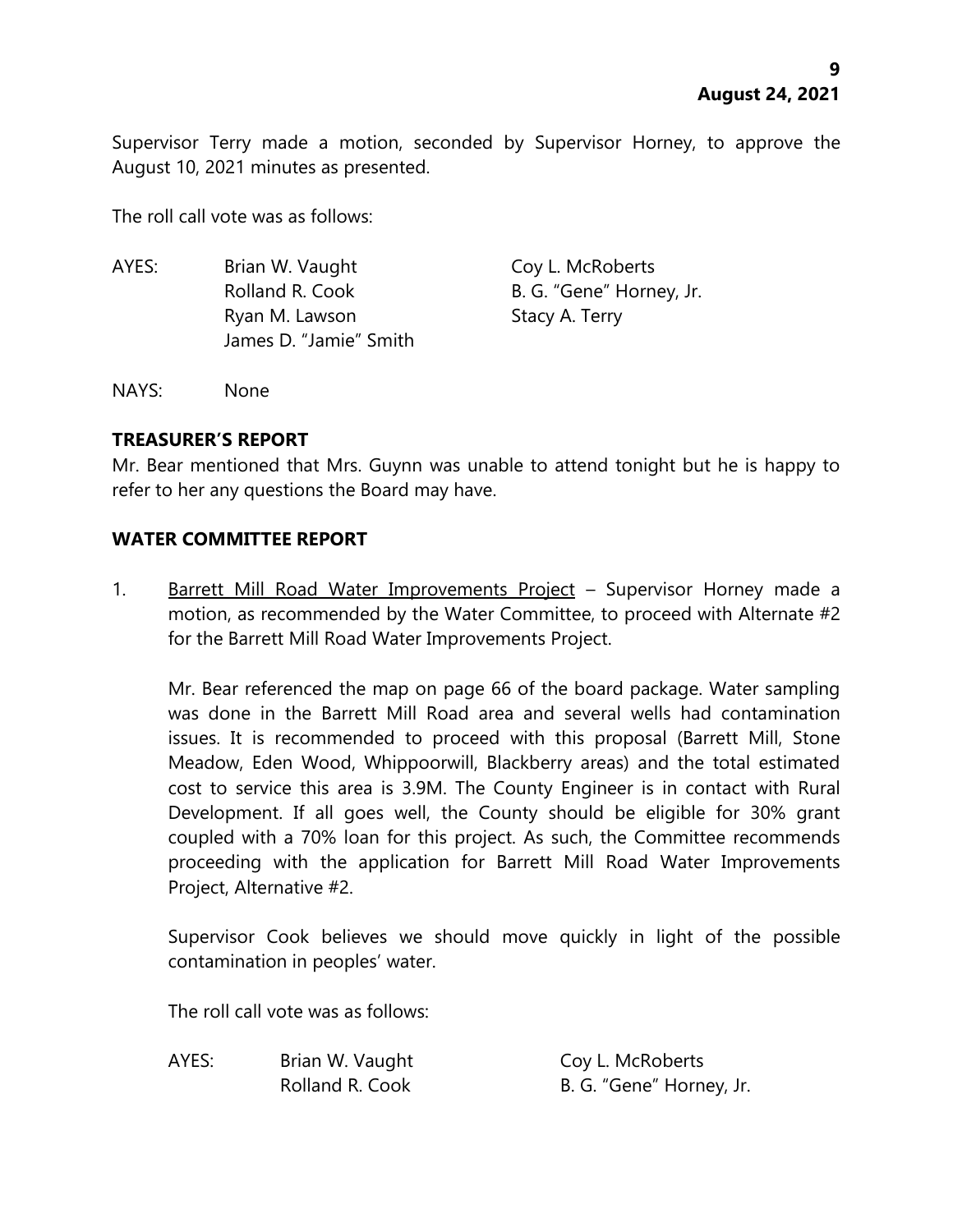Supervisor Terry made a motion, seconded by Supervisor Horney, to approve the August 10, 2021 minutes as presented.

The roll call vote was as follows:

AYES: Brian W. Vaught
Rolland R. Cook
Ryan M. Lawson
James D. "Jamie" Smith
Coy L. McRoberts
B. G. "Gene" Horney, Jr.
Stacy A. Terry

NAYS: None

**TREASURER'S REPORT**

Mr. Bear mentioned that Mrs. Guynn was unable to attend tonight but he is happy to refer to her any questions the Board may have.

**WATER COMMITTEE REPORT**

1. Barrett Mill Road Water Improvements Project – Supervisor Horney made a motion, as recommended by the Water Committee, to proceed with Alternate #2 for the Barrett Mill Road Water Improvements Project.

   Mr. Bear referenced the map on page 66 of the board package. Water sampling was done in the Barrett Mill Road area and several wells had contamination issues. It is recommended to proceed with this proposal (Barrett Mill, Stone Meadow, Eden Wood, Whippoorwill, Blackberry areas) and the total estimated cost to service this area is 3.9M. The County Engineer is in contact with Rural Development. If all goes well, the County should be eligible for 30% grant coupled with a 70% loan for this project. As such, the Committee recommends proceeding with the application for Barrett Mill Road Water Improvements Project, Alternative #2.

   Supervisor Cook believes we should move quickly in light of the possible contamination in peoples' water.

   The roll call vote was as follows:

   AYES: Brian W. Vaught
   Rolland R. Cook
   Coy L. McRoberts
   B. G. "Gene" Horney, Jr.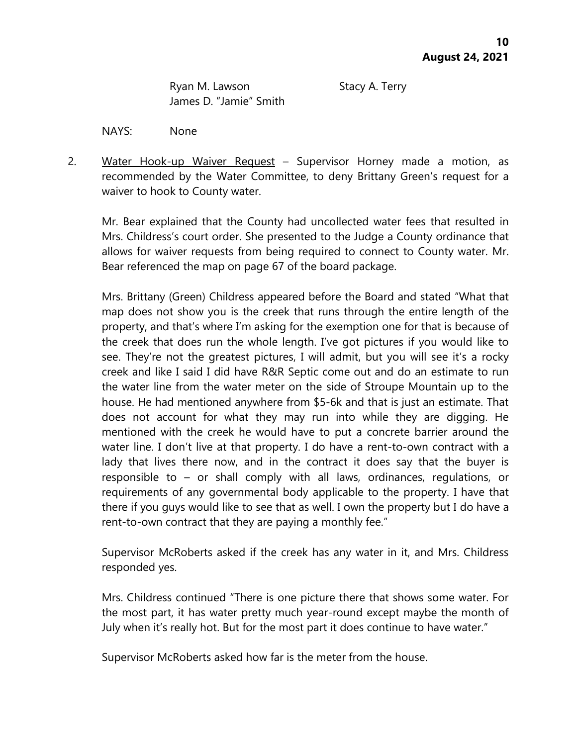Ryan M. Lawson Stacy A. Terry
James D. "Jamie" Smith

NAYS: None

2. Water Hook-up Waiver Request – Supervisor Horney made a motion, as recommended by the Water Committee, to deny Brittany Green's request for a waiver to hook to County water.

   Mr. Bear explained that the County had uncollected water fees that resulted in Mrs. Childress's court order. She presented to the Judge a County ordinance that allows for waiver requests from being required to connect to County water. Mr. Bear referenced the map on page 67 of the board package.

   Mrs. Brittany (Green) Childress appeared before the Board and stated "What that map does not show you is the creek that runs through the entire length of the property, and that's where I'm asking for the exemption one for that is because of the creek that does run the whole length. I've got pictures if you would like to see. They're not the greatest pictures, I will admit, but you will see it's a rocky creek and like I said I did have R&R Septic come out and do an estimate to run the water line from the water meter on the side of Stroupe Mountain up to the house. He had mentioned anywhere from $5-6k and that is just an estimate. That does not account for what they may run into while they are digging. He mentioned with the creek he would have to put a concrete barrier around the water line. I don't live at that property. I do have a rent-to-own contract with a lady that lives there now, and in the contract it does say that the buyer is responsible to – or shall comply with all laws, ordinances, regulations, or requirements of any governmental body applicable to the property. I have that there if you guys would like to see that as well. I own the property but I do have a rent-to-own contract that they are paying a monthly fee."

   Supervisor McRoberts asked if the creek has any water in it, and Mrs. Childress responded yes.

   Mrs. Childress continued "There is one picture there that shows some water. For the most part, it has water pretty much year-round except maybe the month of July when it's really hot. But for the most part it does continue to have water."

   Supervisor McRoberts asked how far is the meter from the house.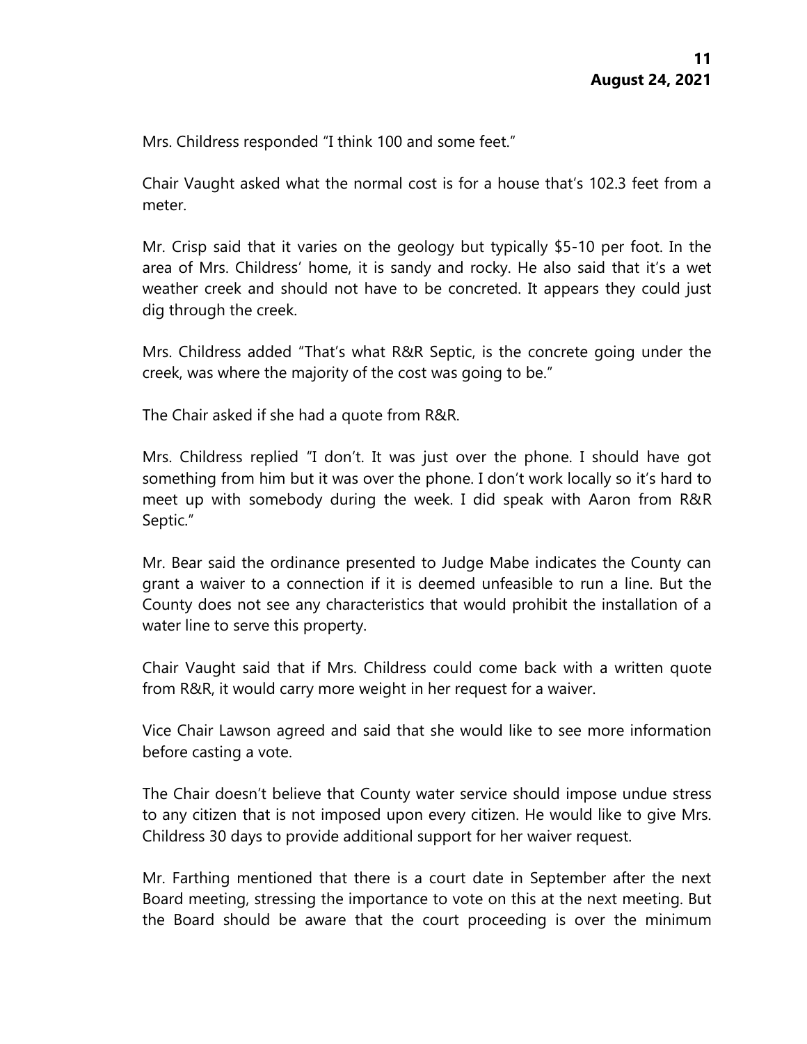Mrs. Childress responded "I think 100 and some feet."

Chair Vaught asked what the normal cost is for a house that's 102.3 feet from a meter.

Mr. Crisp said that it varies on the geology but typically $5-10 per foot. In the area of Mrs. Childress' home, it is sandy and rocky. He also said that it's a wet weather creek and should not have to be concreted. It appears they could just dig through the creek.

Mrs. Childress added "That's what R&R Septic, is the concrete going under the creek, was where the majority of the cost was going to be."

The Chair asked if she had a quote from R&R.

Mrs. Childress replied "I don't. It was just over the phone. I should have got something from him but it was over the phone. I don't work locally so it's hard to meet up with somebody during the week. I did speak with Aaron from R&R Septic."

Mr. Bear said the ordinance presented to Judge Mabe indicates the County can grant a waiver to a connection if it is deemed unfeasible to run a line. But the County does not see any characteristics that would prohibit the installation of a water line to serve this property.

Chair Vaught said that if Mrs. Childress could come back with a written quote from R&R, it would carry more weight in her request for a waiver.

Vice Chair Lawson agreed and said that she would like to see more information before casting a vote.

The Chair doesn't believe that County water service should impose undue stress to any citizen that is not imposed upon every citizen. He would like to give Mrs. Childress 30 days to provide additional support for her waiver request.

Mr. Farthing mentioned that there is a court date in September after the next Board meeting, stressing the importance to vote on this at the next meeting. But the Board should be aware that the court proceeding is over the minimum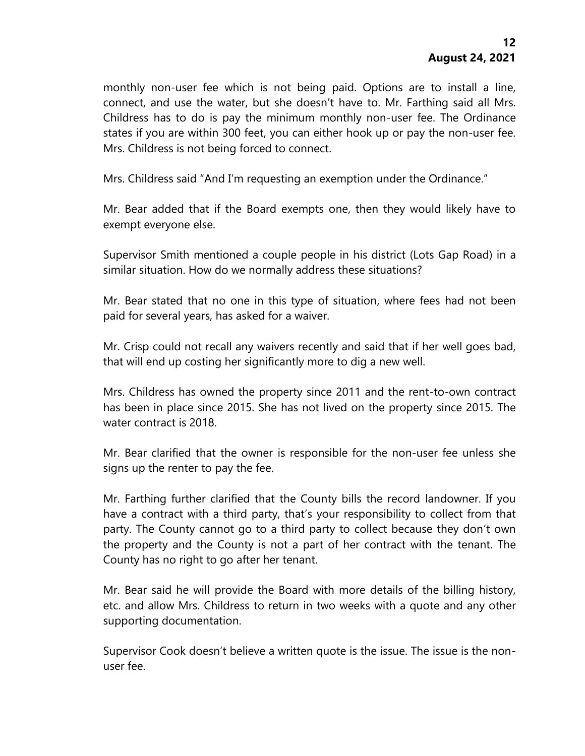monthly non-user fee which is not being paid. Options are to install a line, connect, and use the water, but she doesn't have to. Mr. Farthing said all Mrs. Childress has to do is pay the minimum monthly non-user fee. The Ordinance states if you are within 300 feet, you can either hook up or pay the non-user fee. Mrs. Childress is not being forced to connect.

Mrs. Childress said "And I'm requesting an exemption under the Ordinance."

Mr. Bear added that if the Board exempts one, then they would likely have to exempt everyone else.

Supervisor Smith mentioned a couple people in his district (Lots Gap Road) in a similar situation. How do we normally address these situations?

Mr. Bear stated that no one in this type of situation, where fees had not been paid for several years, has asked for a waiver.

Mr. Crisp could not recall any waivers recently and said that if her well goes bad, that will end up costing her significantly more to dig a new well.

Mrs. Childress has owned the property since 2011 and the rent-to-own contract has been in place since 2015. She has not lived on the property since 2015. The water contract is 2018.

Mr. Bear clarified that the owner is responsible for the non-user fee unless she signs up the renter to pay the fee.

Mr. Farthing further clarified that the County bills the record landowner. If you have a contract with a third party, that's your responsibility to collect from that party. The County cannot go to a third party to collect because they don't own the property and the County is not a part of her contract with the tenant. The County has no right to go after her tenant.

Mr. Bear said he will provide the Board with more details of the billing history, etc. and allow Mrs. Childress to return in two weeks with a quote and any other supporting documentation.

Supervisor Cook doesn't believe a written quote is the issue. The issue is the non-user fee.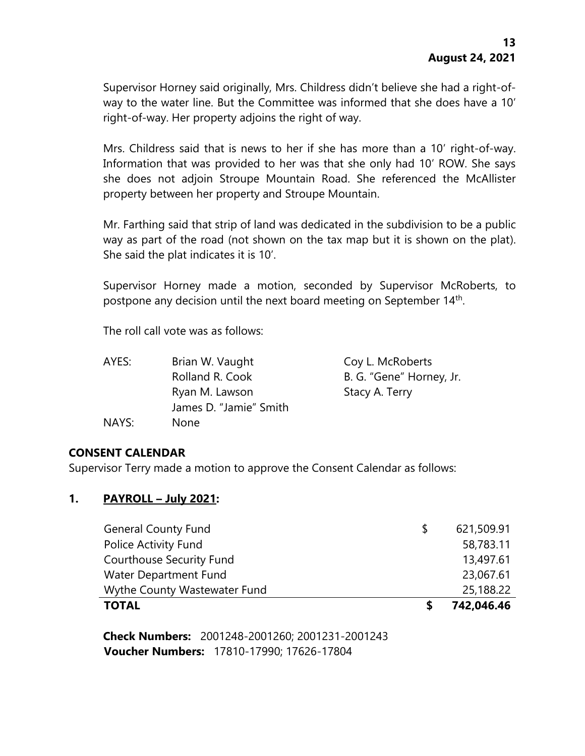Supervisor Horney said originally, Mrs. Childress didn't believe she had a right-of-way to the water line. But the Committee was informed that she does have a 10' right-of-way. Her property adjoins the right of way.

Mrs. Childress said that is news to her if she has more than a 10' right-of-way. Information that was provided to her was that she only had 10' ROW. She says she does not adjoin Stroupe Mountain Road. She referenced the McAllister property between her property and Stroupe Mountain.

Mr. Farthing said that strip of land was dedicated in the subdivision to be a public way as part of the road (not shown on the tax map but it is shown on the plat). She said the plat indicates it is 10'.

Supervisor Horney made a motion, seconded by Supervisor McRoberts, to postpone any decision until the next board meeting on September 14th.

The roll call vote was as follows:

| | | |
|---|---|---|
| AYES: | Brian W. Vaught | Coy L. McRoberts |
| | Rolland R. Cook | B. G. "Gene" Horney, Jr. |
| | Ryan M. Lawson | Stacy A. Terry |
| | James D. "Jamie" Smith | |
| NAYS: | None | |

## CONSENT CALENDAR

Supervisor Terry made a motion to approve the Consent Calendar as follows:

### 1. PAYROLL – July 2021:

| | | |
|---|---|---|
| General County Fund | $ | 621,509.91 |
| Police Activity Fund | | 58,783.11 |
| Courthouse Security Fund | | 13,497.61 |
| Water Department Fund | | 23,067.61 |
| Wythe County Wastewater Fund | | 25,188.22 |
| **TOTAL** | **$** | **742,046.46** |

**Check Numbers:** 2001248-2001260; 2001231-2001243
**Voucher Numbers:** 17810-17990; 17626-17804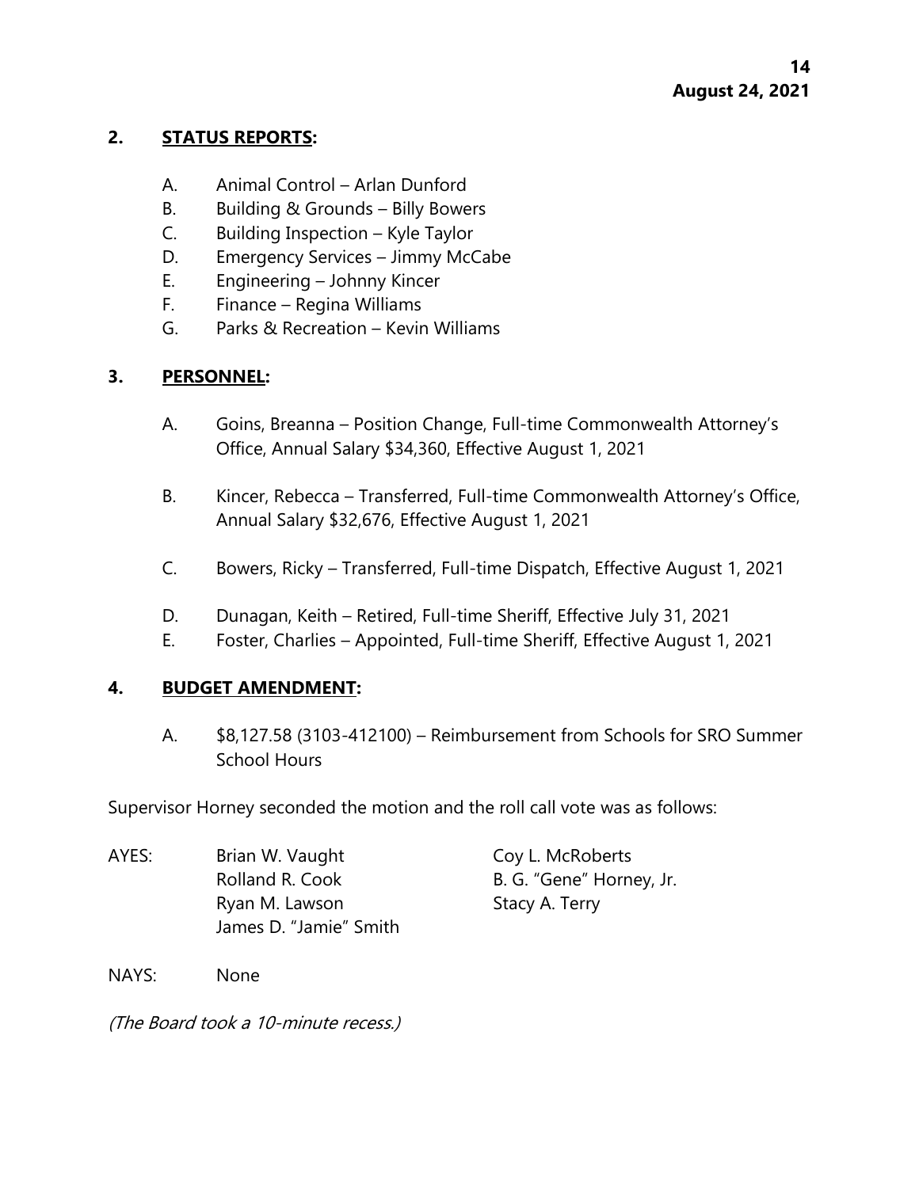## 2. STATUS REPORTS:

A. Animal Control – Arlan Dunford
B. Building & Grounds – Billy Bowers
C. Building Inspection – Kyle Taylor
D. Emergency Services – Jimmy McCabe
E. Engineering – Johnny Kincer
F. Finance – Regina Williams
G. Parks & Recreation – Kevin Williams

## 3. PERSONNEL:

A. Goins, Breanna – Position Change, Full-time Commonwealth Attorney's Office, Annual Salary $34,360, Effective August 1, 2021

B. Kincer, Rebecca – Transferred, Full-time Commonwealth Attorney's Office, Annual Salary $32,676, Effective August 1, 2021

C. Bowers, Ricky – Transferred, Full-time Dispatch, Effective August 1, 2021

D. Dunagan, Keith – Retired, Full-time Sheriff, Effective July 31, 2021
E. Foster, Charlies – Appointed, Full-time Sheriff, Effective August 1, 2021

## 4. BUDGET AMENDMENT:

A. $8,127.58 (3103-412100) – Reimbursement from Schools for SRO Summer School Hours

Supervisor Horney seconded the motion and the roll call vote was as follows:

AYES: Brian W. Vaught, Coy L. McRoberts, Rolland R. Cook, B. G. "Gene" Horney, Jr., Ryan M. Lawson, Stacy A. Terry, James D. "Jamie" Smith

NAYS: None

*(The Board took a 10-minute recess.)*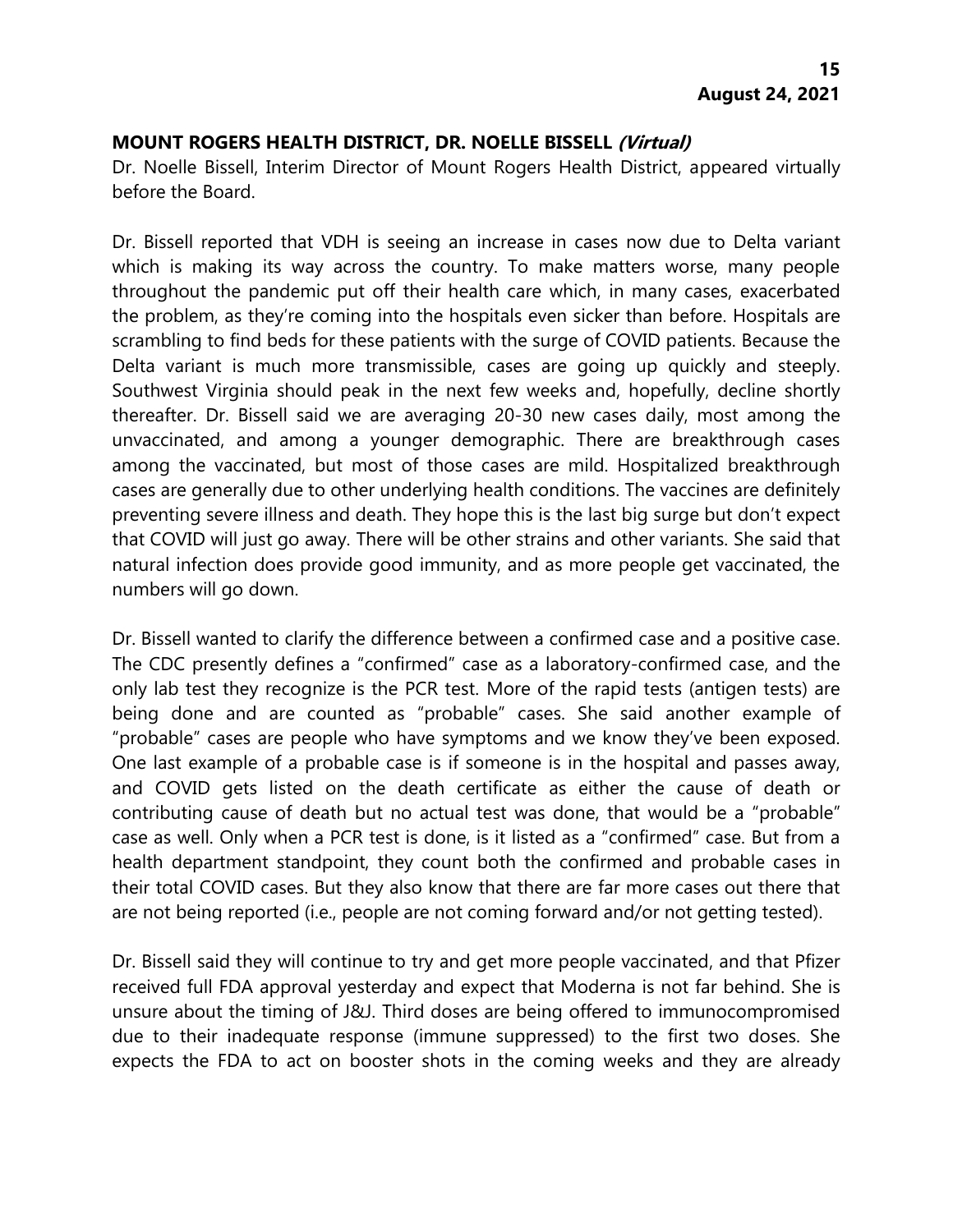## MOUNT ROGERS HEALTH DISTRICT, DR. NOELLE BISSELL *(Virtual)*

Dr. Noelle Bissell, Interim Director of Mount Rogers Health District, appeared virtually before the Board.

Dr. Bissell reported that VDH is seeing an increase in cases now due to Delta variant which is making its way across the country. To make matters worse, many people throughout the pandemic put off their health care which, in many cases, exacerbated the problem, as they're coming into the hospitals even sicker than before. Hospitals are scrambling to find beds for these patients with the surge of COVID patients. Because the Delta variant is much more transmissible, cases are going up quickly and steeply. Southwest Virginia should peak in the next few weeks and, hopefully, decline shortly thereafter. Dr. Bissell said we are averaging 20-30 new cases daily, most among the unvaccinated, and among a younger demographic. There are breakthrough cases among the vaccinated, but most of those cases are mild. Hospitalized breakthrough cases are generally due to other underlying health conditions. The vaccines are definitely preventing severe illness and death. They hope this is the last big surge but don't expect that COVID will just go away. There will be other strains and other variants. She said that natural infection does provide good immunity, and as more people get vaccinated, the numbers will go down.

Dr. Bissell wanted to clarify the difference between a confirmed case and a positive case. The CDC presently defines a "confirmed" case as a laboratory-confirmed case, and the only lab test they recognize is the PCR test. More of the rapid tests (antigen tests) are being done and are counted as "probable" cases. She said another example of "probable" cases are people who have symptoms and we know they've been exposed. One last example of a probable case is if someone is in the hospital and passes away, and COVID gets listed on the death certificate as either the cause of death or contributing cause of death but no actual test was done, that would be a "probable" case as well. Only when a PCR test is done, is it listed as a "confirmed" case. But from a health department standpoint, they count both the confirmed and probable cases in their total COVID cases. But they also know that there are far more cases out there that are not being reported (i.e., people are not coming forward and/or not getting tested).

Dr. Bissell said they will continue to try and get more people vaccinated, and that Pfizer received full FDA approval yesterday and expect that Moderna is not far behind. She is unsure about the timing of J&J. Third doses are being offered to immunocompromised due to their inadequate response (immune suppressed) to the first two doses. She expects the FDA to act on booster shots in the coming weeks and they are already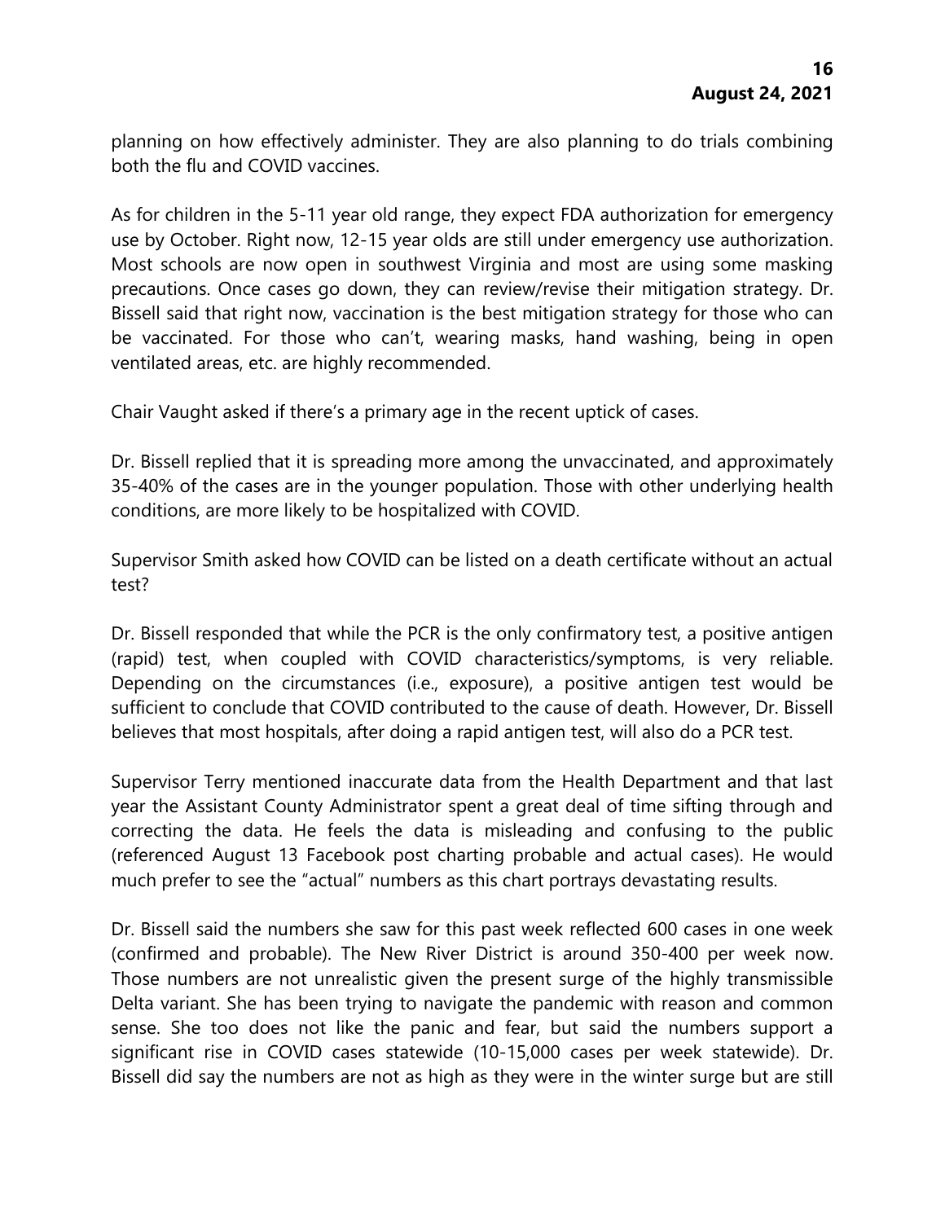planning on how effectively administer. They are also planning to do trials combining both the flu and COVID vaccines.

As for children in the 5-11 year old range, they expect FDA authorization for emergency use by October. Right now, 12-15 year olds are still under emergency use authorization. Most schools are now open in southwest Virginia and most are using some masking precautions. Once cases go down, they can review/revise their mitigation strategy. Dr. Bissell said that right now, vaccination is the best mitigation strategy for those who can be vaccinated. For those who can't, wearing masks, hand washing, being in open ventilated areas, etc. are highly recommended.

Chair Vaught asked if there's a primary age in the recent uptick of cases.

Dr. Bissell replied that it is spreading more among the unvaccinated, and approximately 35-40% of the cases are in the younger population. Those with other underlying health conditions, are more likely to be hospitalized with COVID.

Supervisor Smith asked how COVID can be listed on a death certificate without an actual test?

Dr. Bissell responded that while the PCR is the only confirmatory test, a positive antigen (rapid) test, when coupled with COVID characteristics/symptoms, is very reliable. Depending on the circumstances (i.e., exposure), a positive antigen test would be sufficient to conclude that COVID contributed to the cause of death. However, Dr. Bissell believes that most hospitals, after doing a rapid antigen test, will also do a PCR test.

Supervisor Terry mentioned inaccurate data from the Health Department and that last year the Assistant County Administrator spent a great deal of time sifting through and correcting the data. He feels the data is misleading and confusing to the public (referenced August 13 Facebook post charting probable and actual cases). He would much prefer to see the "actual" numbers as this chart portrays devastating results.

Dr. Bissell said the numbers she saw for this past week reflected 600 cases in one week (confirmed and probable). The New River District is around 350-400 per week now. Those numbers are not unrealistic given the present surge of the highly transmissible Delta variant. She has been trying to navigate the pandemic with reason and common sense. She too does not like the panic and fear, but said the numbers support a significant rise in COVID cases statewide (10-15,000 cases per week statewide). Dr. Bissell did say the numbers are not as high as they were in the winter surge but are still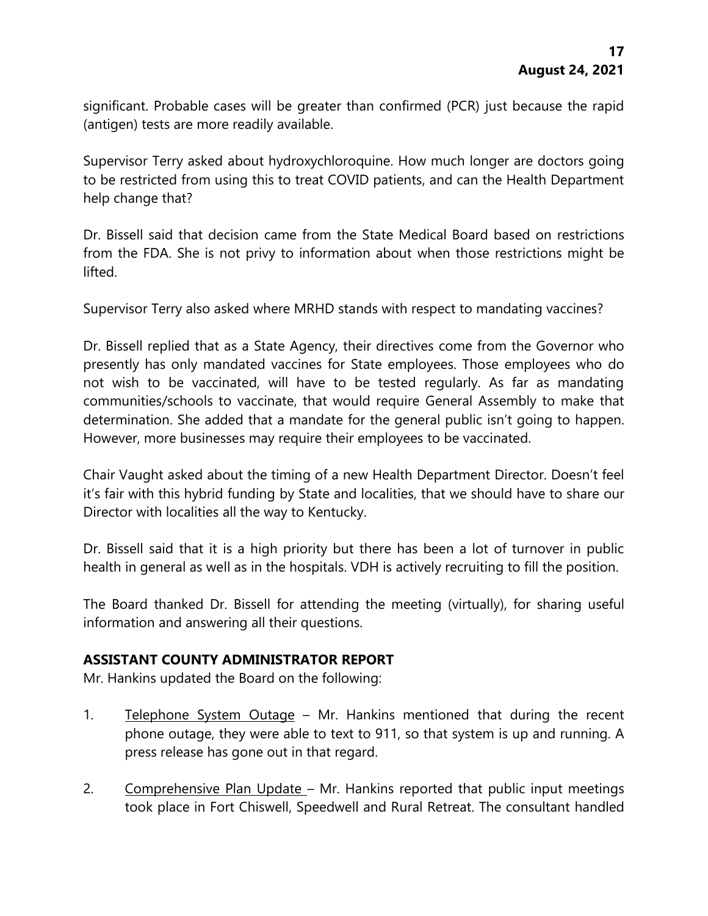significant. Probable cases will be greater than confirmed (PCR) just because the rapid (antigen) tests are more readily available.

Supervisor Terry asked about hydroxychloroquine. How much longer are doctors going to be restricted from using this to treat COVID patients, and can the Health Department help change that?

Dr. Bissell said that decision came from the State Medical Board based on restrictions from the FDA. She is not privy to information about when those restrictions might be lifted.

Supervisor Terry also asked where MRHD stands with respect to mandating vaccines?

Dr. Bissell replied that as a State Agency, their directives come from the Governor who presently has only mandated vaccines for State employees. Those employees who do not wish to be vaccinated, will have to be tested regularly. As far as mandating communities/schools to vaccinate, that would require General Assembly to make that determination. She added that a mandate for the general public isn't going to happen. However, more businesses may require their employees to be vaccinated.

Chair Vaught asked about the timing of a new Health Department Director. Doesn't feel it's fair with this hybrid funding by State and localities, that we should have to share our Director with localities all the way to Kentucky.

Dr. Bissell said that it is a high priority but there has been a lot of turnover in public health in general as well as in the hospitals. VDH is actively recruiting to fill the position.

The Board thanked Dr. Bissell for attending the meeting (virtually), for sharing useful information and answering all their questions.

## ASSISTANT COUNTY ADMINISTRATOR REPORT

Mr. Hankins updated the Board on the following:

1. Telephone System Outage – Mr. Hankins mentioned that during the recent phone outage, they were able to text to 911, so that system is up and running. A press release has gone out in that regard.

2. Comprehensive Plan Update – Mr. Hankins reported that public input meetings took place in Fort Chiswell, Speedwell and Rural Retreat. The consultant handled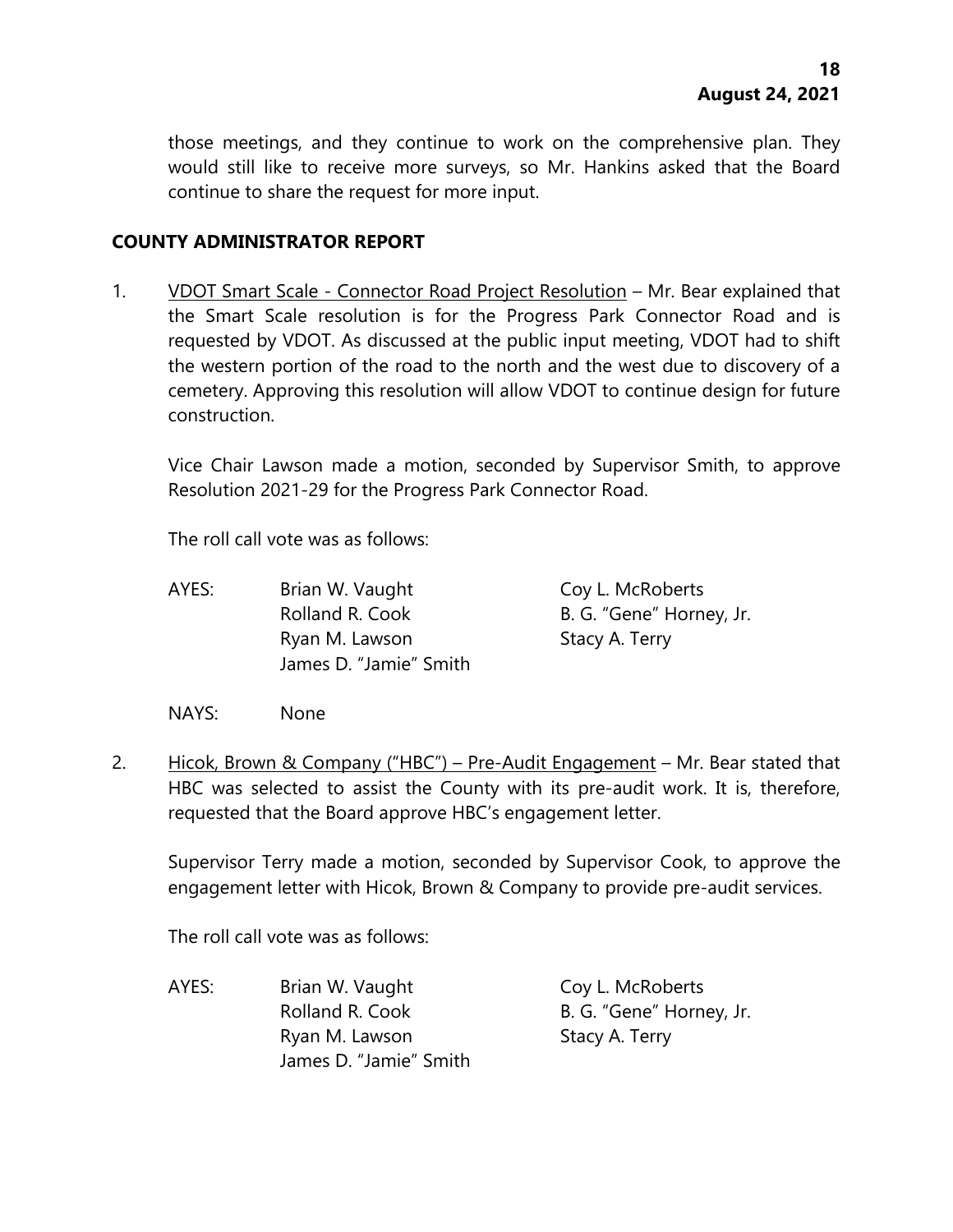those meetings, and they continue to work on the comprehensive plan. They would still like to receive more surveys, so Mr. Hankins asked that the Board continue to share the request for more input.

## COUNTY ADMINISTRATOR REPORT

1. <u>VDOT Smart Scale - Connector Road Project Resolution</u> – Mr. Bear explained that the Smart Scale resolution is for the Progress Park Connector Road and is requested by VDOT. As discussed at the public input meeting, VDOT had to shift the western portion of the road to the north and the west due to discovery of a cemetery. Approving this resolution will allow VDOT to continue design for future construction.

   Vice Chair Lawson made a motion, seconded by Supervisor Smith, to approve Resolution 2021-29 for the Progress Park Connector Road.

   The roll call vote was as follows:

   AYES: Brian W. Vaught, Rolland R. Cook, Ryan M. Lawson, James D. "Jamie" Smith, Coy L. McRoberts, B. G. "Gene" Horney, Jr., Stacy A. Terry

   NAYS: None

2. <u>Hicok, Brown & Company ("HBC") – Pre-Audit Engagement</u> – Mr. Bear stated that HBC was selected to assist the County with its pre-audit work. It is, therefore, requested that the Board approve HBC's engagement letter.

   Supervisor Terry made a motion, seconded by Supervisor Cook, to approve the engagement letter with Hicok, Brown & Company to provide pre-audit services.

   The roll call vote was as follows:

   AYES: Brian W. Vaught, Rolland R. Cook, Ryan M. Lawson, James D. "Jamie" Smith, Coy L. McRoberts, B. G. "Gene" Horney, Jr., Stacy A. Terry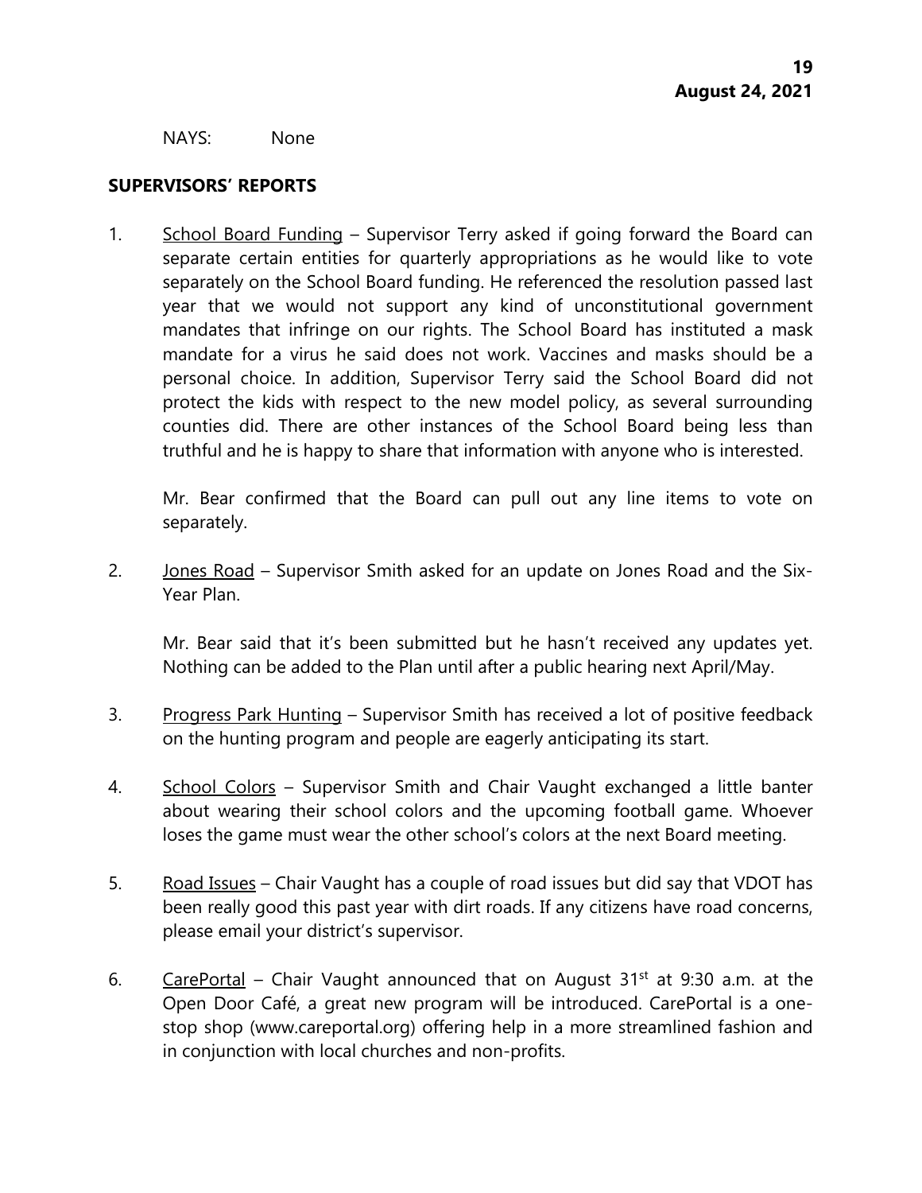NAYS: None

## SUPERVISORS' REPORTS

1. <u>School Board Funding</u> – Supervisor Terry asked if going forward the Board can separate certain entities for quarterly appropriations as he would like to vote separately on the School Board funding. He referenced the resolution passed last year that we would not support any kind of unconstitutional government mandates that infringe on our rights. The School Board has instituted a mask mandate for a virus he said does not work. Vaccines and masks should be a personal choice. In addition, Supervisor Terry said the School Board did not protect the kids with respect to the new model policy, as several surrounding counties did. There are other instances of the School Board being less than truthful and he is happy to share that information with anyone who is interested.

   Mr. Bear confirmed that the Board can pull out any line items to vote on separately.

2. <u>Jones Road</u> – Supervisor Smith asked for an update on Jones Road and the Six-Year Plan.

   Mr. Bear said that it's been submitted but he hasn't received any updates yet. Nothing can be added to the Plan until after a public hearing next April/May.

3. <u>Progress Park Hunting</u> – Supervisor Smith has received a lot of positive feedback on the hunting program and people are eagerly anticipating its start.

4. <u>School Colors</u> – Supervisor Smith and Chair Vaught exchanged a little banter about wearing their school colors and the upcoming football game. Whoever loses the game must wear the other school's colors at the next Board meeting.

5. <u>Road Issues</u> – Chair Vaught has a couple of road issues but did say that VDOT has been really good this past year with dirt roads. If any citizens have road concerns, please email your district's supervisor.

6. <u>CarePortal</u> – Chair Vaught announced that on August 31st at 9:30 a.m. at the Open Door Café, a great new program will be introduced. CarePortal is a one-stop shop (www.careportal.org) offering help in a more streamlined fashion and in conjunction with local churches and non-profits.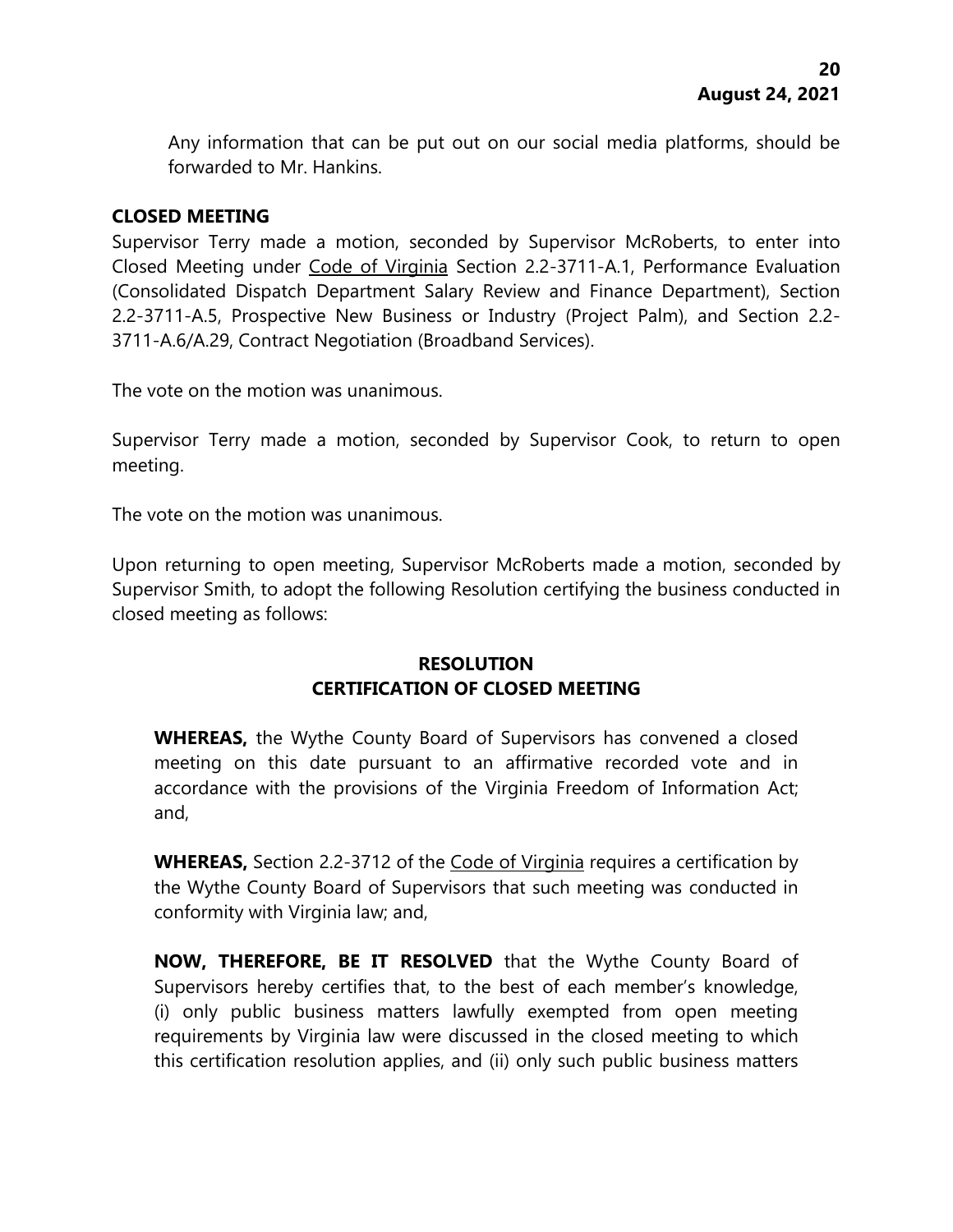Any information that can be put out on our social media platforms, should be forwarded to Mr. Hankins.

**CLOSED MEETING**

Supervisor Terry made a motion, seconded by Supervisor McRoberts, to enter into Closed Meeting under Code of Virginia Section 2.2-3711-A.1, Performance Evaluation (Consolidated Dispatch Department Salary Review and Finance Department), Section 2.2-3711-A.5, Prospective New Business or Industry (Project Palm), and Section 2.2-3711-A.6/A.29, Contract Negotiation (Broadband Services).

The vote on the motion was unanimous.

Supervisor Terry made a motion, seconded by Supervisor Cook, to return to open meeting.

The vote on the motion was unanimous.

Upon returning to open meeting, Supervisor McRoberts made a motion, seconded by Supervisor Smith, to adopt the following Resolution certifying the business conducted in closed meeting as follows:

**RESOLUTION**
**CERTIFICATION OF CLOSED MEETING**

**WHEREAS,** the Wythe County Board of Supervisors has convened a closed meeting on this date pursuant to an affirmative recorded vote and in accordance with the provisions of the Virginia Freedom of Information Act; and,

**WHEREAS,** Section 2.2-3712 of the Code of Virginia requires a certification by the Wythe County Board of Supervisors that such meeting was conducted in conformity with Virginia law; and,

**NOW, THEREFORE, BE IT RESOLVED** that the Wythe County Board of Supervisors hereby certifies that, to the best of each member's knowledge, (i) only public business matters lawfully exempted from open meeting requirements by Virginia law were discussed in the closed meeting to which this certification resolution applies, and (ii) only such public business matters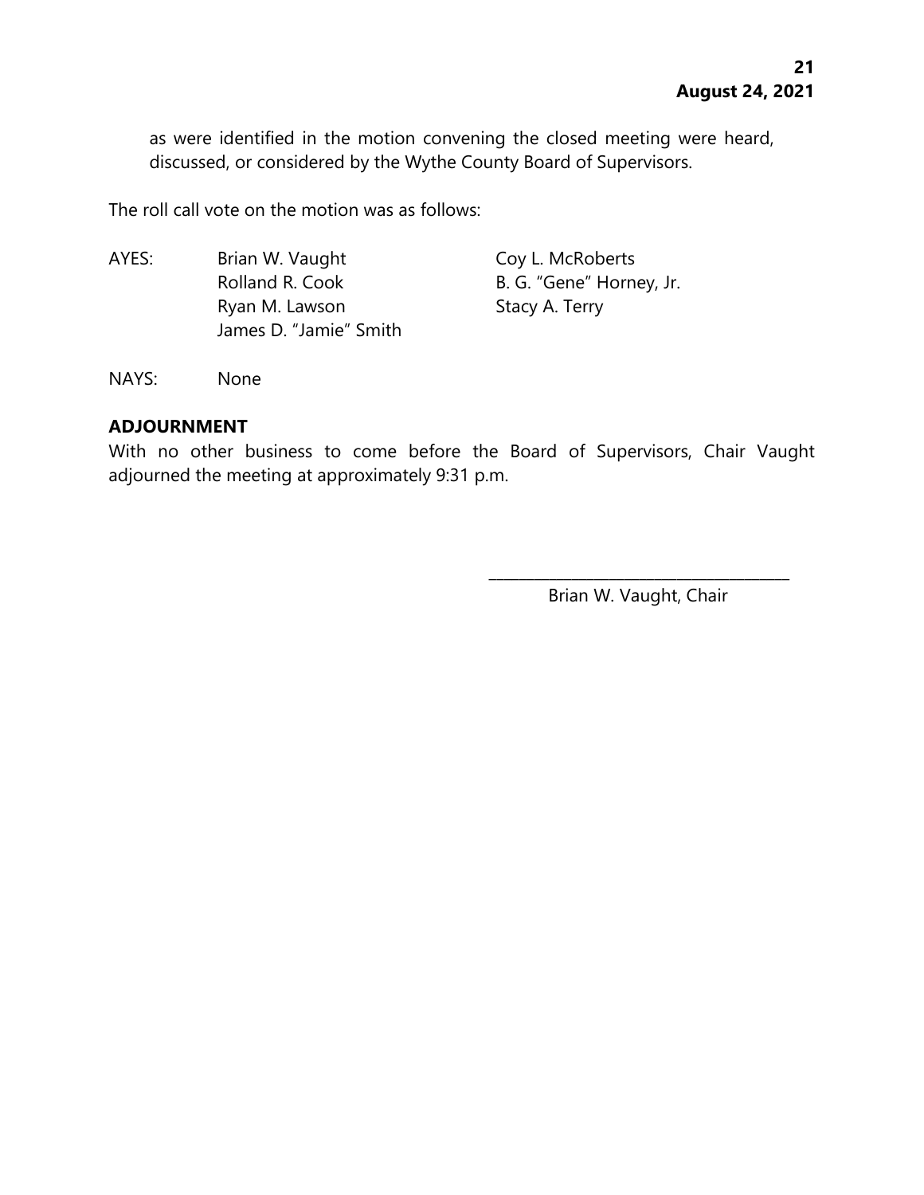as were identified in the motion convening the closed meeting were heard, discussed, or considered by the Wythe County Board of Supervisors.

The roll call vote on the motion was as follows:

| | | |
|---|---|---|
| AYES: | Brian W. Vaught | Coy L. McRoberts |
| | Rolland R. Cook | B. G. "Gene" Horney, Jr. |
| | Ryan M. Lawson | Stacy A. Terry |
| | James D. "Jamie" Smith | |

NAYS: None

**ADJOURNMENT**

With no other business to come before the Board of Supervisors, Chair Vaught adjourned the meeting at approximately 9:31 p.m.

\_\_\_\_\_\_\_\_\_\_\_\_\_\_\_\_\_\_\_\_\_\_\_\_\_\_\_\_\_\_\_\_\_\_\_\_\_\_

Brian W. Vaught, Chair